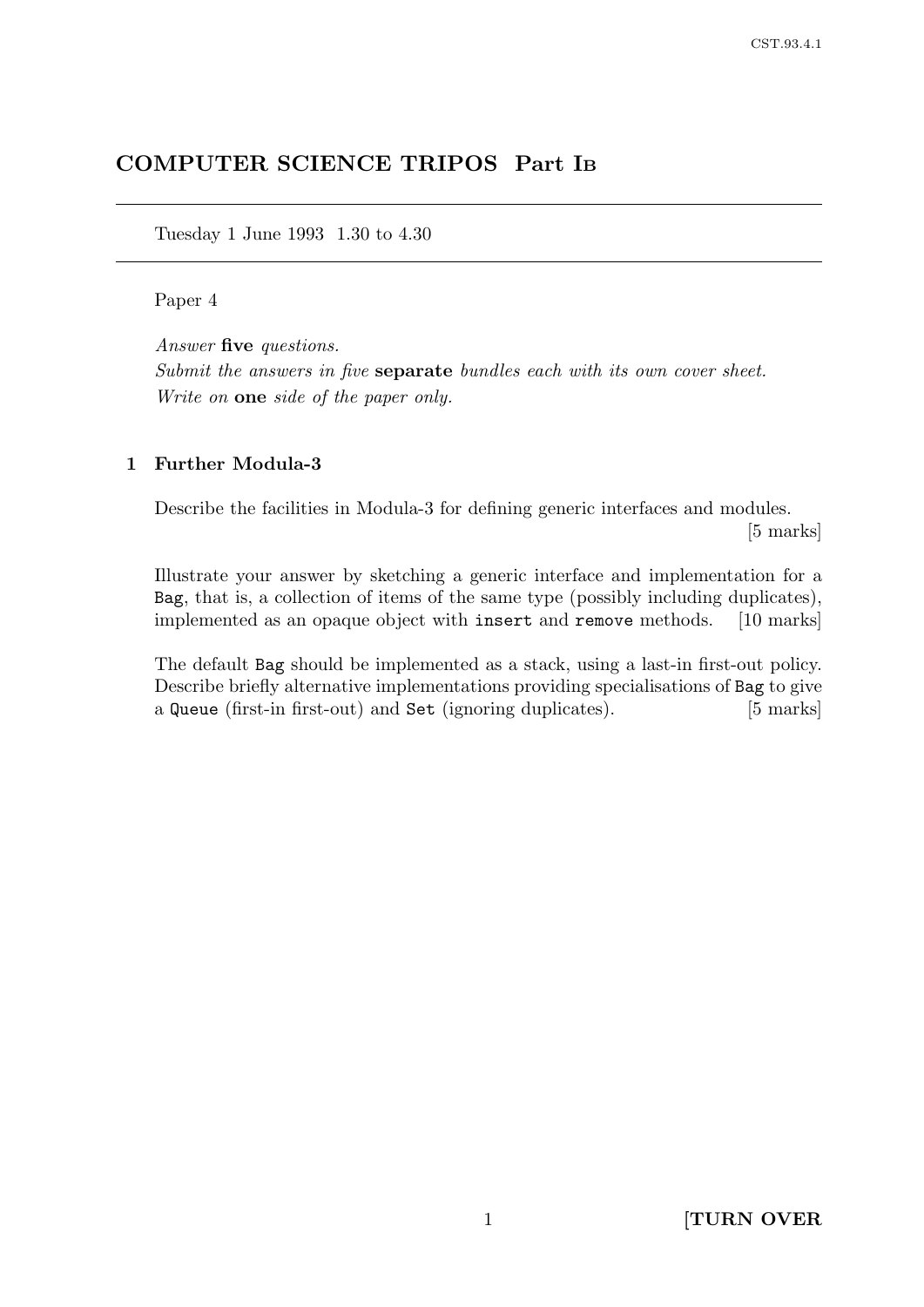# COMPUTER SCIENCE TRIPOS Part IB

Tuesday 1 June 1993 1.30 to 4.30

Paper 4

*Answer* **five** *questions.*
*Submit the answers in five* **separate** *bundles each with its own cover sheet.*
*Write on* **one** *side of the paper only.*

## 1 Further Modula-3

Describe the facilities in Modula-3 for defining generic interfaces and modules. [5 marks]

Illustrate your answer by sketching a generic interface and implementation for a `Bag`, that is, a collection of items of the same type (possibly including duplicates), implemented as an opaque object with `insert` and `remove` methods. [10 marks]

The default `Bag` should be implemented as a stack, using a last-in first-out policy. Describe briefly alternative implementations providing specialisations of `Bag` to give a `Queue` (first-in first-out) and `Set` (ignoring duplicates). [5 marks]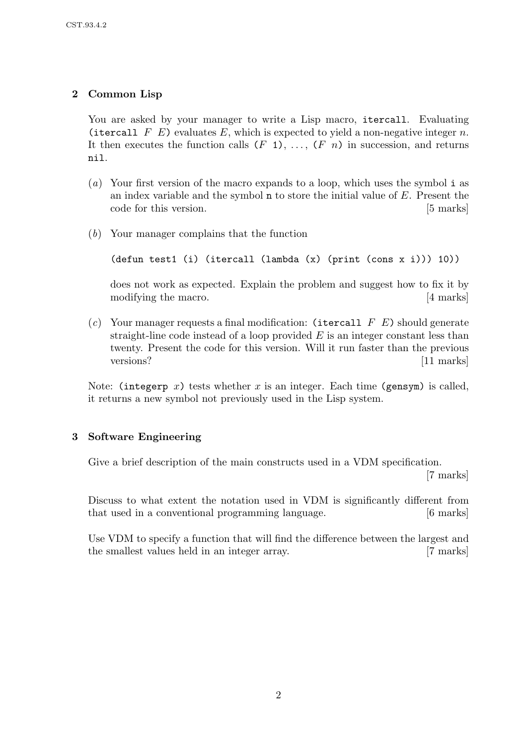## 2 Common Lisp

You are asked by your manager to write a Lisp macro, `itercall`. Evaluating `(itercall` $F$ $E$`)` evaluates $E$, which is expected to yield a non-negative integer $n$. It then executes the function calls `(`$F$ `1)`, ..., `(`$F$ $n$`)` in succession, and returns `nil`.

(*a*) Your first version of the macro expands to a loop, which uses the symbol `i` as an index variable and the symbol `n` to store the initial value of $E$. Present the code for this version. [5 marks]

(*b*) Your manager complains that the function

```
(defun test1 (i) (itercall (lambda (x) (print (cons x i))) 10))
```

does not work as expected. Explain the problem and suggest how to fix it by modifying the macro. [4 marks]

(*c*) Your manager requests a final modification: `(itercall` $F$ $E$`)` should generate straight-line code instead of a loop provided $E$ is an integer constant less than twenty. Present the code for this version. Will it run faster than the previous versions? [11 marks]

Note: `(integerp` $x$`)` tests whether $x$ is an integer. Each time `(gensym)` is called, it returns a new symbol not previously used in the Lisp system.

## 3 Software Engineering

Give a brief description of the main constructs used in a VDM specification. [7 marks]

Discuss to what extent the notation used in VDM is significantly different from that used in a conventional programming language. [6 marks]

Use VDM to specify a function that will find the difference between the largest and the smallest values held in an integer array. [7 marks]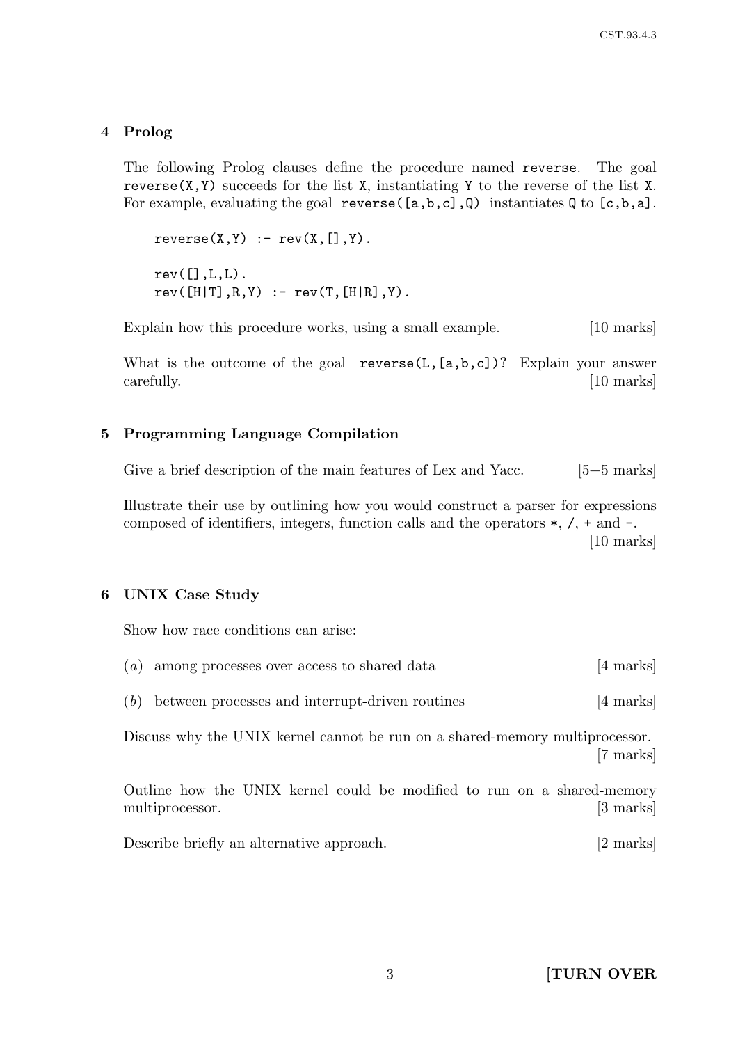## 4 Prolog

The following Prolog clauses define the procedure named `reverse`. The goal `reverse(X,Y)` succeeds for the list `X`, instantiating `Y` to the reverse of the list `X`. For example, evaluating the goal `reverse([a,b,c],Q)` instantiates `Q` to `[c,b,a]`.

```
reverse(X,Y) :- rev(X,[],Y).

rev([],L,L).
rev([H|T],R,Y) :- rev(T,[H|R],Y).
```

Explain how this procedure works, using a small example. [10 marks]

What is the outcome of the goal `reverse(L,[a,b,c])`? Explain your answer carefully. [10 marks]

## 5 Programming Language Compilation

Give a brief description of the main features of Lex and Yacc. [5+5 marks]

Illustrate their use by outlining how you would construct a parser for expressions composed of identifiers, integers, function calls and the operators `*`, `/`, `+` and `-`. [10 marks]

## 6 UNIX Case Study

Show how race conditions can arise:

(*a*) among processes over access to shared data [4 marks]

(*b*) between processes and interrupt-driven routines [4 marks]

Discuss why the UNIX kernel cannot be run on a shared-memory multiprocessor. [7 marks]

Outline how the UNIX kernel could be modified to run on a shared-memory multiprocessor. [3 marks]

Describe briefly an alternative approach. [2 marks]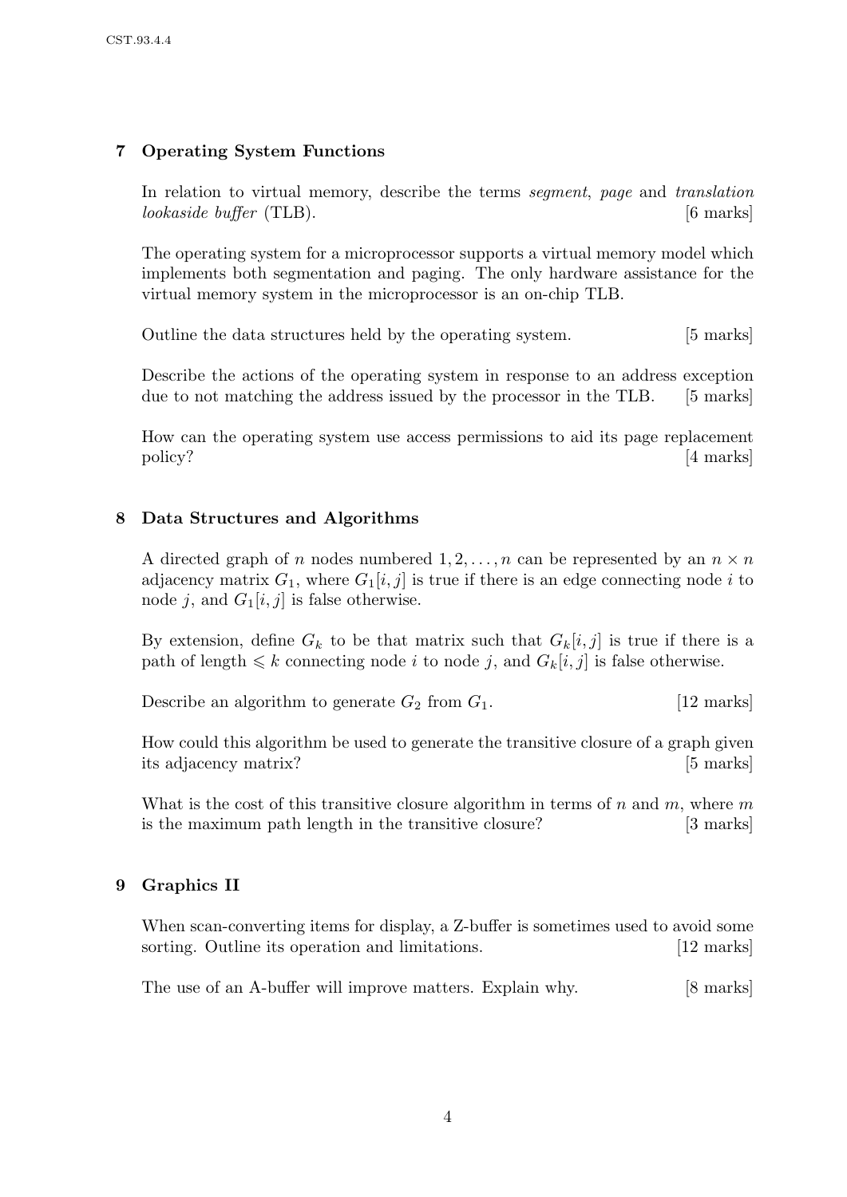## 7 Operating System Functions

In relation to virtual memory, describe the terms *segment*, *page* and *translation lookaside buffer* (TLB). [6 marks]

The operating system for a microprocessor supports a virtual memory model which implements both segmentation and paging. The only hardware assistance for the virtual memory system in the microprocessor is an on-chip TLB.

Outline the data structures held by the operating system. [5 marks]

Describe the actions of the operating system in response to an address exception due to not matching the address issued by the processor in the TLB. [5 marks]

How can the operating system use access permissions to aid its page replacement policy? [4 marks]

## 8 Data Structures and Algorithms

A directed graph of $n$ nodes numbered $1, 2, \ldots, n$ can be represented by an $n \times n$ adjacency matrix $G_1$, where $G_1[i, j]$ is true if there is an edge connecting node $i$ to node $j$, and $G_1[i, j]$ is false otherwise.

By extension, define $G_k$ to be that matrix such that $G_k[i, j]$ is true if there is a path of length $\leqslant k$ connecting node $i$ to node $j$, and $G_k[i, j]$ is false otherwise.

Describe an algorithm to generate $G_2$ from $G_1$. [12 marks]

How could this algorithm be used to generate the transitive closure of a graph given its adjacency matrix? [5 marks]

What is the cost of this transitive closure algorithm in terms of $n$ and $m$, where $m$ is the maximum path length in the transitive closure? [3 marks]

## 9 Graphics II

When scan-converting items for display, a Z-buffer is sometimes used to avoid some sorting. Outline its operation and limitations. [12 marks]

The use of an A-buffer will improve matters. Explain why. [8 marks]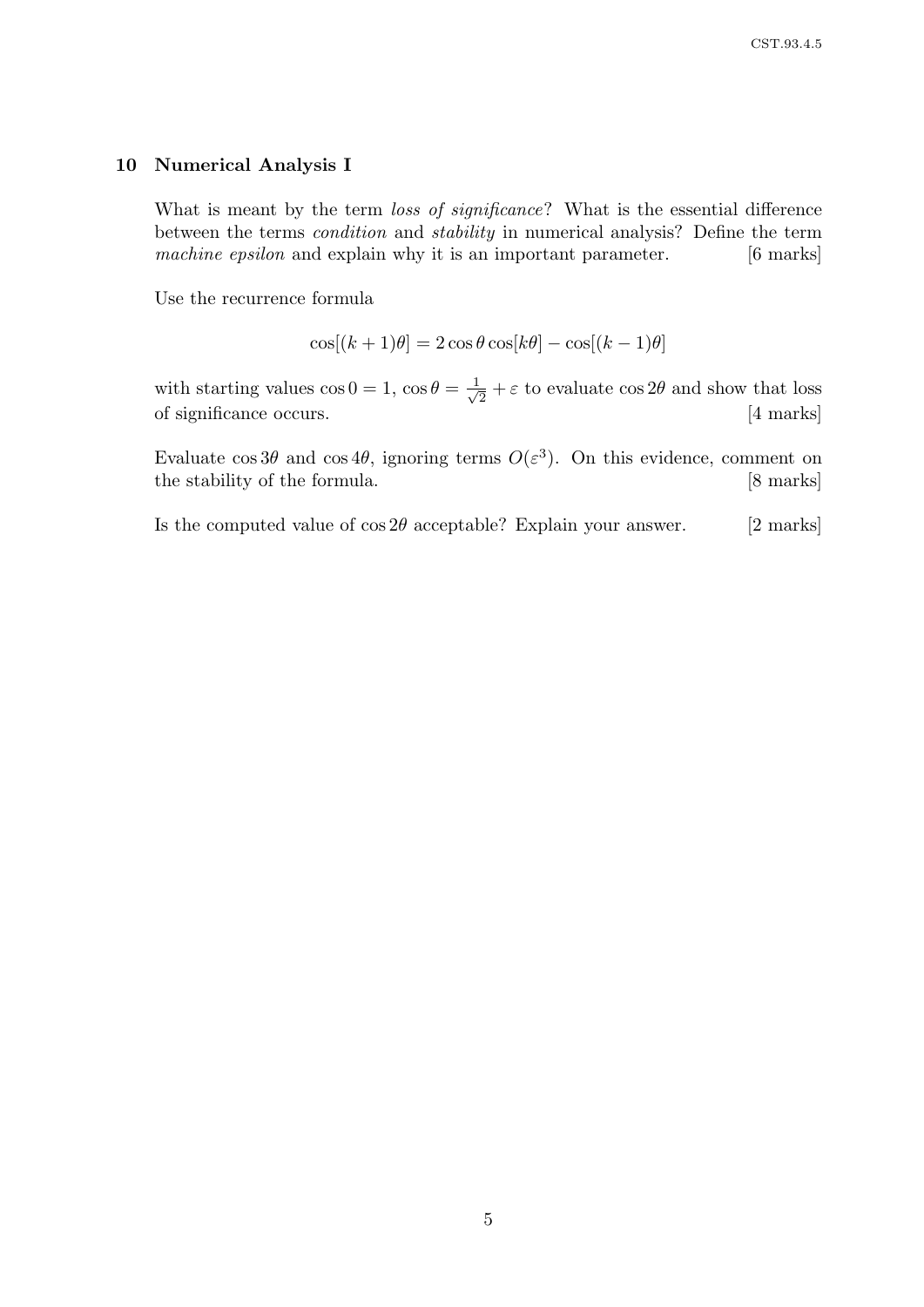## 10 Numerical Analysis I

What is meant by the term *loss of significance*? What is the essential difference between the terms *condition* and *stability* in numerical analysis? Define the term *machine epsilon* and explain why it is an important parameter. [6 marks]

Use the recurrence formula

$$\cos[(k+1)\theta] = 2\cos\theta\cos[k\theta] - \cos[(k-1)\theta]$$

with starting values $\cos 0 = 1$, $\cos\theta = \frac{1}{\sqrt{2}} + \varepsilon$ to evaluate $\cos 2\theta$ and show that loss of significance occurs. [4 marks]

Evaluate $\cos 3\theta$ and $\cos 4\theta$, ignoring terms $O(\varepsilon^3)$. On this evidence, comment on the stability of the formula. [8 marks]

Is the computed value of $\cos 2\theta$ acceptable? Explain your answer. [2 marks]